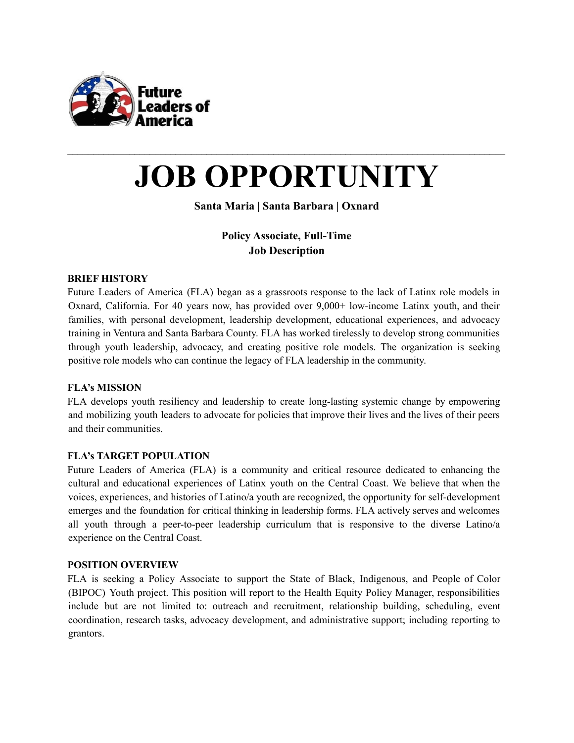Future Leaders of America

---

# JOB OPPORTUNITY

**Santa Maria | Santa Barbara | Oxnard**

**Policy Associate, Full-Time**
**Job Description**

**BRIEF HISTORY**

Future Leaders of America (FLA) began as a grassroots response to the lack of Latinx role models in Oxnard, California. For 40 years now, has provided over 9,000+ low-income Latinx youth, and their families, with personal development, leadership development, educational experiences, and advocacy training in Ventura and Santa Barbara County. FLA has worked tirelessly to develop strong communities through youth leadership, advocacy, and creating positive role models. The organization is seeking positive role models who can continue the legacy of FLA leadership in the community.

**FLA's MISSION**

FLA develops youth resiliency and leadership to create long-lasting systemic change by empowering and mobilizing youth leaders to advocate for policies that improve their lives and the lives of their peers and their communities.

**FLA's TARGET POPULATION**

Future Leaders of America (FLA) is a community and critical resource dedicated to enhancing the cultural and educational experiences of Latinx youth on the Central Coast. We believe that when the voices, experiences, and histories of Latino/a youth are recognized, the opportunity for self-development emerges and the foundation for critical thinking in leadership forms. FLA actively serves and welcomes all youth through a peer-to-peer leadership curriculum that is responsive to the diverse Latino/a experience on the Central Coast.

**POSITION OVERVIEW**

FLA is seeking a Policy Associate to support the State of Black, Indigenous, and People of Color (BIPOC) Youth project. This position will report to the Health Equity Policy Manager, responsibilities include but are not limited to: outreach and recruitment, relationship building, scheduling, event coordination, research tasks, advocacy development, and administrative support; including reporting to grantors.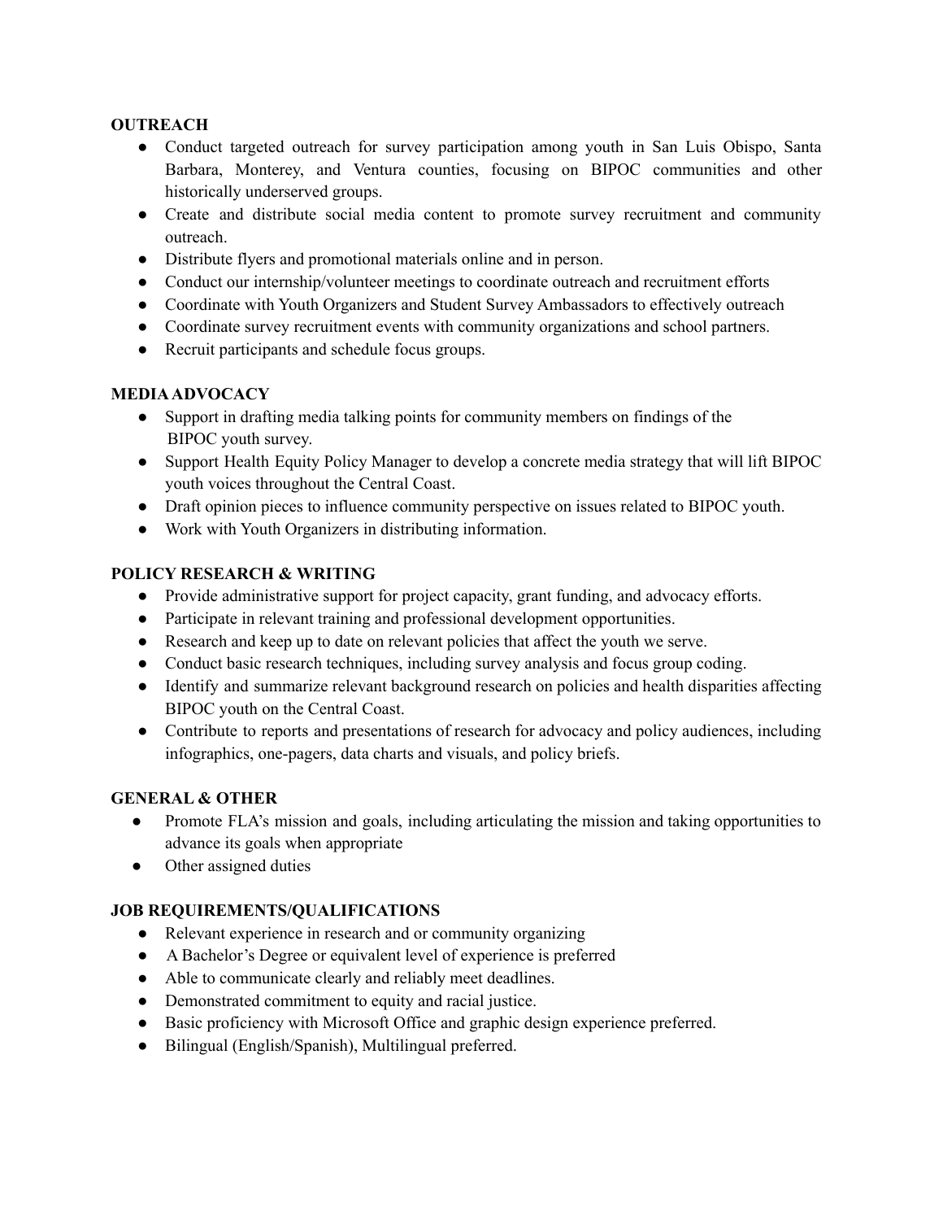**OUTREACH**

- Conduct targeted outreach for survey participation among youth in San Luis Obispo, Santa Barbara, Monterey, and Ventura counties, focusing on BIPOC communities and other historically underserved groups.
- Create and distribute social media content to promote survey recruitment and community outreach.
- Distribute flyers and promotional materials online and in person.
- Conduct our internship/volunteer meetings to coordinate outreach and recruitment efforts
- Coordinate with Youth Organizers and Student Survey Ambassadors to effectively outreach
- Coordinate survey recruitment events with community organizations and school partners.
- Recruit participants and schedule focus groups.

**MEDIA ADVOCACY**

- Support in drafting media talking points for community members on findings of the BIPOC youth survey.
- Support Health Equity Policy Manager to develop a concrete media strategy that will lift BIPOC youth voices throughout the Central Coast.
- Draft opinion pieces to influence community perspective on issues related to BIPOC youth.
- Work with Youth Organizers in distributing information.

**POLICY RESEARCH & WRITING**

- Provide administrative support for project capacity, grant funding, and advocacy efforts.
- Participate in relevant training and professional development opportunities.
- Research and keep up to date on relevant policies that affect the youth we serve.
- Conduct basic research techniques, including survey analysis and focus group coding.
- Identify and summarize relevant background research on policies and health disparities affecting BIPOC youth on the Central Coast.
- Contribute to reports and presentations of research for advocacy and policy audiences, including infographics, one-pagers, data charts and visuals, and policy briefs.

**GENERAL & OTHER**

- Promote FLA's mission and goals, including articulating the mission and taking opportunities to advance its goals when appropriate
- Other assigned duties

**JOB REQUIREMENTS/QUALIFICATIONS**

- Relevant experience in research and or community organizing
- A Bachelor's Degree or equivalent level of experience is preferred
- Able to communicate clearly and reliably meet deadlines.
- Demonstrated commitment to equity and racial justice.
- Basic proficiency with Microsoft Office and graphic design experience preferred.
- Bilingual (English/Spanish), Multilingual preferred.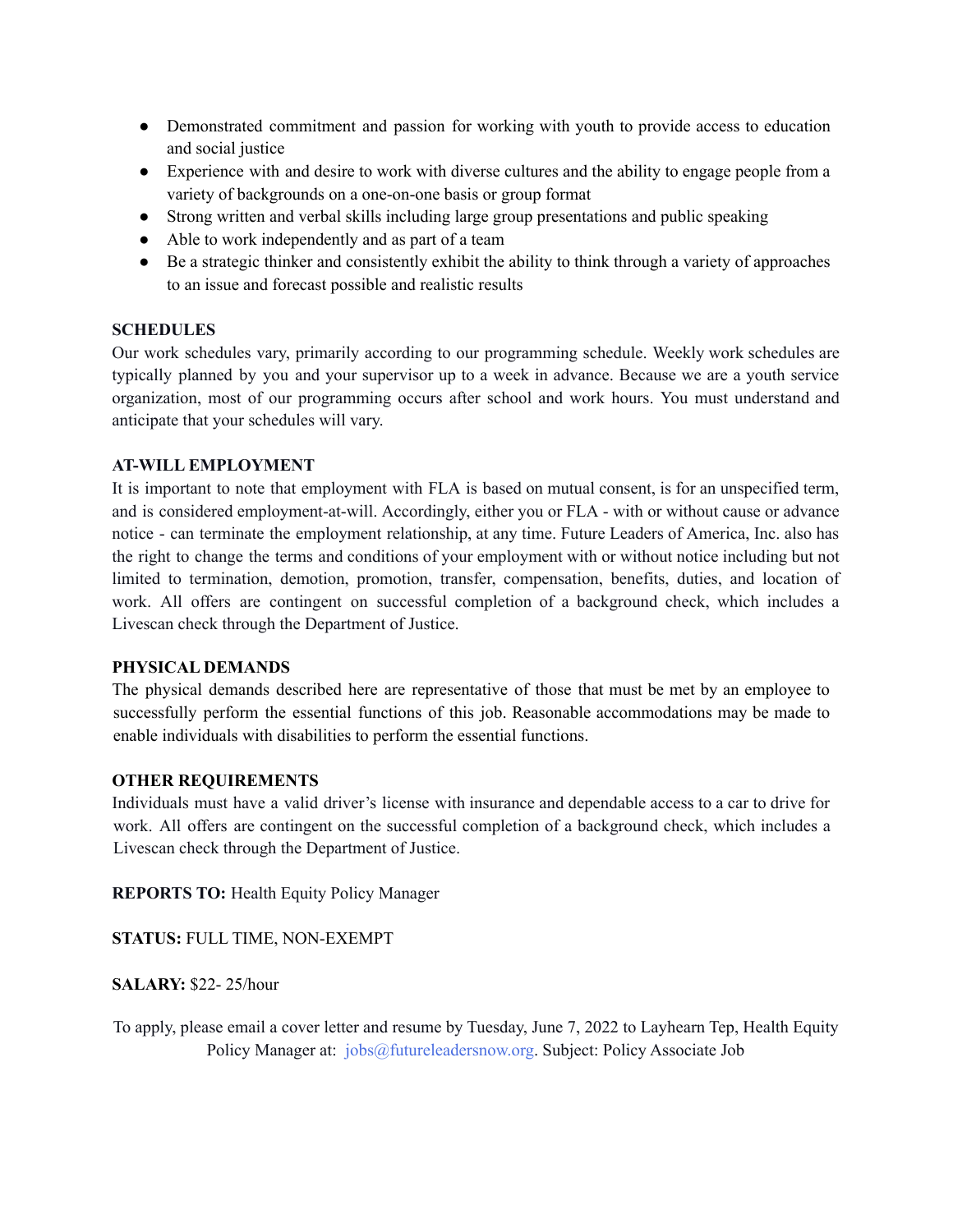- Demonstrated commitment and passion for working with youth to provide access to education and social justice
- Experience with and desire to work with diverse cultures and the ability to engage people from a variety of backgrounds on a one-on-one basis or group format
- Strong written and verbal skills including large group presentations and public speaking
- Able to work independently and as part of a team
- Be a strategic thinker and consistently exhibit the ability to think through a variety of approaches to an issue and forecast possible and realistic results

**SCHEDULES**

Our work schedules vary, primarily according to our programming schedule. Weekly work schedules are typically planned by you and your supervisor up to a week in advance. Because we are a youth service organization, most of our programming occurs after school and work hours. You must understand and anticipate that your schedules will vary.

**AT-WILL EMPLOYMENT**

It is important to note that employment with FLA is based on mutual consent, is for an unspecified term, and is considered employment-at-will. Accordingly, either you or FLA - with or without cause or advance notice - can terminate the employment relationship, at any time. Future Leaders of America, Inc. also has the right to change the terms and conditions of your employment with or without notice including but not limited to termination, demotion, promotion, transfer, compensation, benefits, duties, and location of work. All offers are contingent on successful completion of a background check, which includes a Livescan check through the Department of Justice.

**PHYSICAL DEMANDS**

The physical demands described here are representative of those that must be met by an employee to successfully perform the essential functions of this job. Reasonable accommodations may be made to enable individuals with disabilities to perform the essential functions.

**OTHER REQUIREMENTS**

Individuals must have a valid driver's license with insurance and dependable access to a car to drive for work. All offers are contingent on the successful completion of a background check, which includes a Livescan check through the Department of Justice.

**REPORTS TO:** Health Equity Policy Manager

**STATUS:** FULL TIME, NON-EXEMPT

**SALARY:** $22- 25/hour

To apply, please email a cover letter and resume by Tuesday, June 7, 2022 to Layhearn Tep, Health Equity Policy Manager at: jobs@futureleadersnow.org. Subject: Policy Associate Job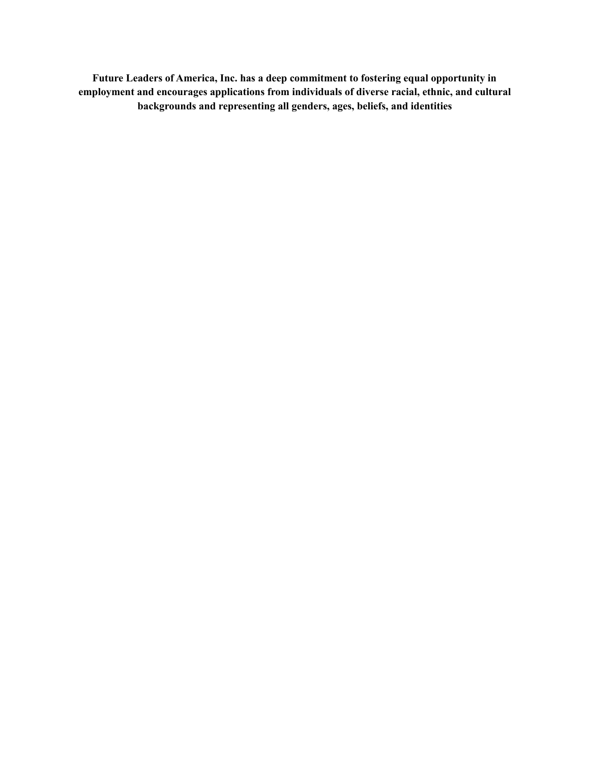**Future Leaders of America, Inc. has a deep commitment to fostering equal opportunity in employment and encourages applications from individuals of diverse racial, ethnic, and cultural backgrounds and representing all genders, ages, beliefs, and identities**